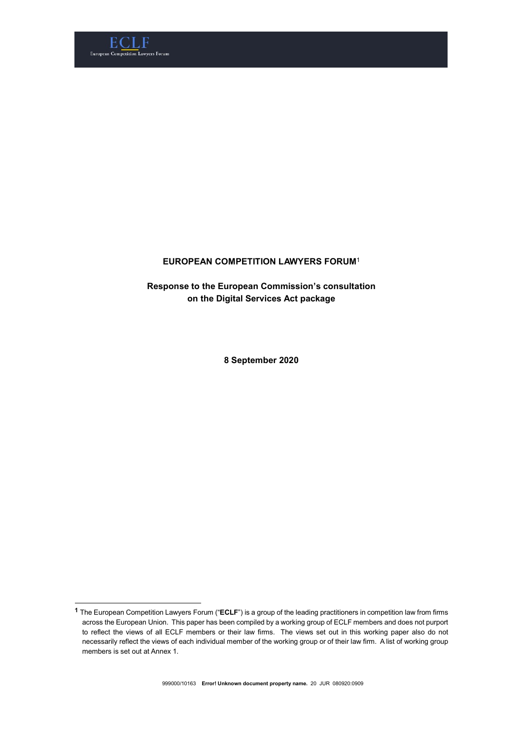**EUROPEAN COMPETITION LAWYERS FORUM**[1]

**Response to the European Commission's consultation on the Digital Services Act package**

**8 September 2020**

[1] The European Competition Lawyers Forum ("**ECLF**") is a group of the leading practitioners in competition law from firms across the European Union. This paper has been compiled by a working group of ECLF members and does not purport to reflect the views of all ECLF members or their law firms. The views set out in this working paper also do not necessarily reflect the views of each individual member of the working group or of their law firm. A list of working group members is set out at Annex 1.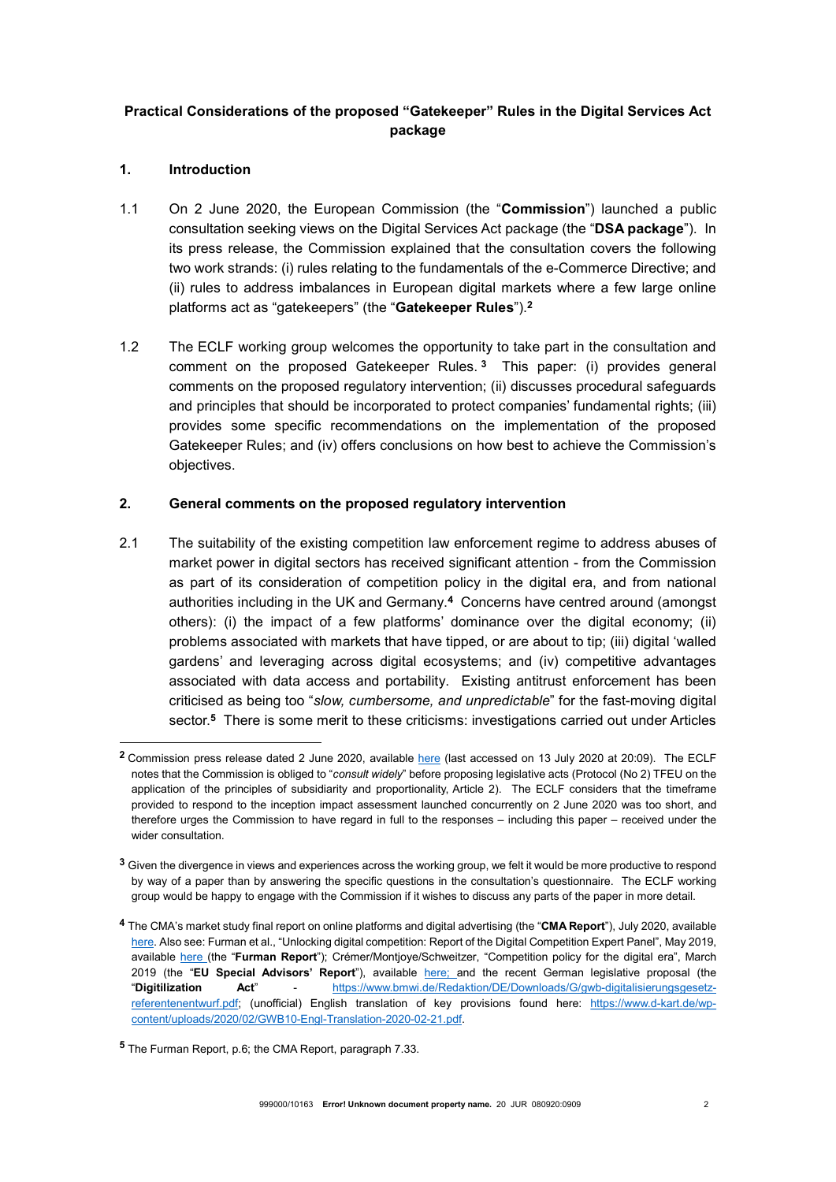**Practical Considerations of the proposed "Gatekeeper" Rules in the Digital Services Act package**

## 1. Introduction

1.1 On 2 June 2020, the European Commission (the "**Commission**") launched a public consultation seeking views on the Digital Services Act package (the "**DSA package**"). In its press release, the Commission explained that the consultation covers the following two work strands: (i) rules relating to the fundamentals of the e-Commerce Directive; and (ii) rules to address imbalances in European digital markets where a few large online platforms act as "gatekeepers" (the "**Gatekeeper Rules**").[2]

1.2 The ECLF working group welcomes the opportunity to take part in the consultation and comment on the proposed Gatekeeper Rules.[3] This paper: (i) provides general comments on the proposed regulatory intervention; (ii) discusses procedural safeguards and principles that should be incorporated to protect companies' fundamental rights; (iii) provides some specific recommendations on the implementation of the proposed Gatekeeper Rules; and (iv) offers conclusions on how best to achieve the Commission's objectives.

## 2. General comments on the proposed regulatory intervention

2.1 The suitability of the existing competition law enforcement regime to address abuses of market power in digital sectors has received significant attention - from the Commission as part of its consideration of competition policy in the digital era, and from national authorities including in the UK and Germany.[4] Concerns have centred around (amongst others): (i) the impact of a few platforms' dominance over the digital economy; (ii) problems associated with markets that have tipped, or are about to tip; (iii) digital 'walled gardens' and leveraging across digital ecosystems; and (iv) competitive advantages associated with data access and portability. Existing antitrust enforcement has been criticised as being too "*slow, cumbersome, and unpredictable*" for the fast-moving digital sector.[5] There is some merit to these criticisms: investigations carried out under Articles

---

[2] Commission press release dated 2 June 2020, available here (last accessed on 13 July 2020 at 20:09). The ECLF notes that the Commission is obliged to "*consult widely*" before proposing legislative acts (Protocol (No 2) TFEU on the application of the principles of subsidiarity and proportionality, Article 2). The ECLF considers that the timeframe provided to respond to the inception impact assessment launched concurrently on 2 June 2020 was too short, and therefore urges the Commission to have regard in full to the responses – including this paper – received under the wider consultation.

[3] Given the divergence in views and experiences across the working group, we felt it would be more productive to respond by way of a paper than by answering the specific questions in the consultation's questionnaire. The ECLF working group would be happy to engage with the Commission if it wishes to discuss any parts of the paper in more detail.

[4] The CMA's market study final report on online platforms and digital advertising (the "**CMA Report**"), July 2020, available here. Also see: Furman et al., "Unlocking digital competition: Report of the Digital Competition Expert Panel", May 2019, available here (the "**Furman Report**"); Crémer/Montjoye/Schweitzer, "Competition policy for the digital era", March 2019 (the "**EU Special Advisors' Report**"), available here; and the recent German legislative proposal (the "**Digitilization Act**" - https://www.bmwi.de/Redaktion/DE/Downloads/G/gwb-digitalisierungsgesetz-referentenentwurf.pdf; (unofficial) English translation of key provisions found here: https://www.d-kart.de/wp-content/uploads/2020/02/GWB10-Engl-Translation-2020-02-21.pdf.

[5] The Furman Report, p.6; the CMA Report, paragraph 7.33.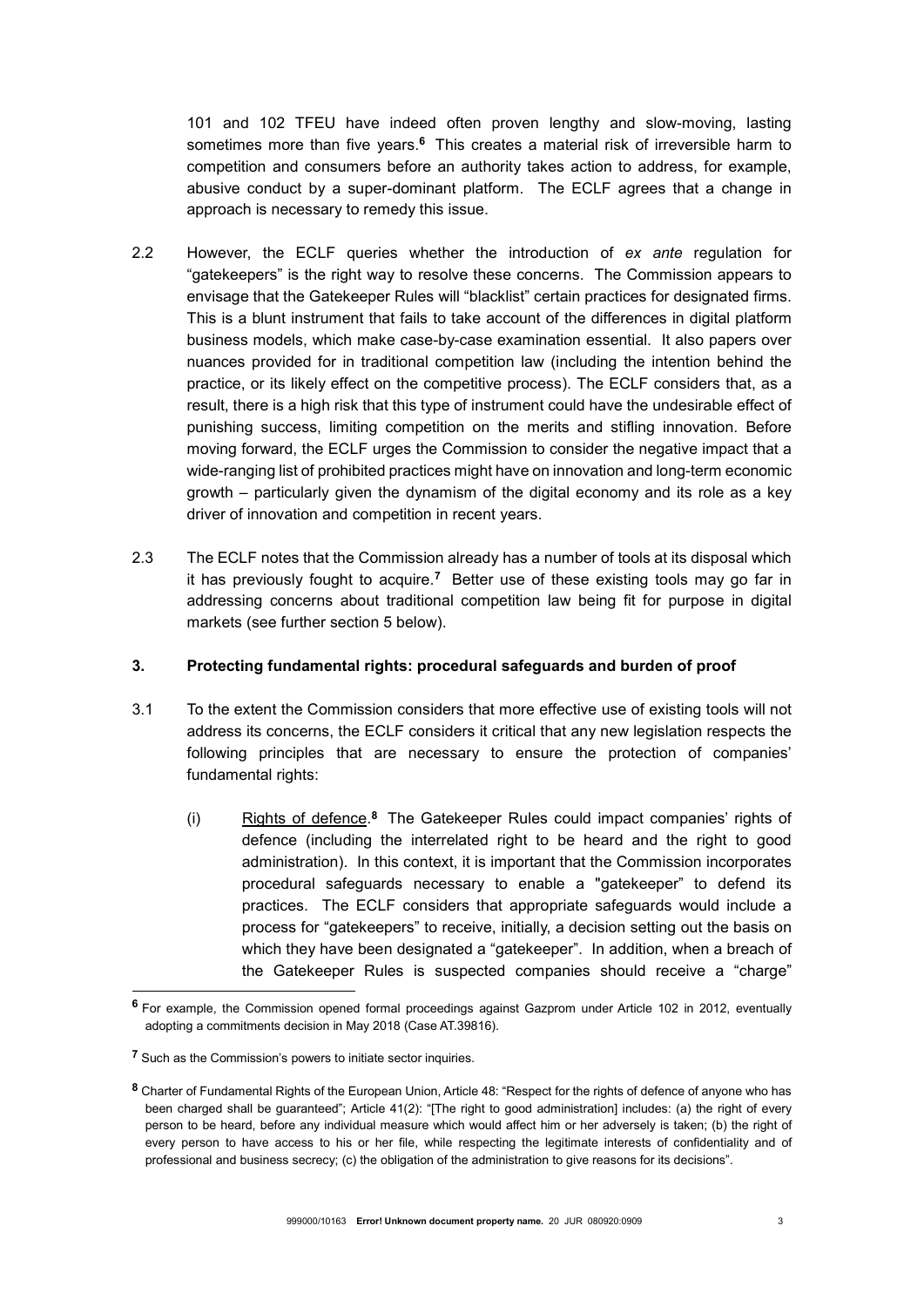101 and 102 TFEU have indeed often proven lengthy and slow-moving, lasting sometimes more than five years.[6] This creates a material risk of irreversible harm to competition and consumers before an authority takes action to address, for example, abusive conduct by a super-dominant platform. The ECLF agrees that a change in approach is necessary to remedy this issue.

2.2 However, the ECLF queries whether the introduction of *ex ante* regulation for "gatekeepers" is the right way to resolve these concerns. The Commission appears to envisage that the Gatekeeper Rules will "blacklist" certain practices for designated firms. This is a blunt instrument that fails to take account of the differences in digital platform business models, which make case-by-case examination essential. It also papers over nuances provided for in traditional competition law (including the intention behind the practice, or its likely effect on the competitive process). The ECLF considers that, as a result, there is a high risk that this type of instrument could have the undesirable effect of punishing success, limiting competition on the merits and stifling innovation. Before moving forward, the ECLF urges the Commission to consider the negative impact that a wide-ranging list of prohibited practices might have on innovation and long-term economic growth – particularly given the dynamism of the digital economy and its role as a key driver of innovation and competition in recent years.

2.3 The ECLF notes that the Commission already has a number of tools at its disposal which it has previously fought to acquire.[7] Better use of these existing tools may go far in addressing concerns about traditional competition law being fit for purpose in digital markets (see further section 5 below).

## 3. Protecting fundamental rights: procedural safeguards and burden of proof

3.1 To the extent the Commission considers that more effective use of existing tools will not address its concerns, the ECLF considers it critical that any new legislation respects the following principles that are necessary to ensure the protection of companies' fundamental rights:

(i) Rights of defence.[8] The Gatekeeper Rules could impact companies' rights of defence (including the interrelated right to be heard and the right to good administration). In this context, it is important that the Commission incorporates procedural safeguards necessary to enable a "gatekeeper" to defend its practices. The ECLF considers that appropriate safeguards would include a process for "gatekeepers" to receive, initially, a decision setting out the basis on which they have been designated a "gatekeeper". In addition, when a breach of the Gatekeeper Rules is suspected companies should receive a "charge"

---

[6] For example, the Commission opened formal proceedings against Gazprom under Article 102 in 2012, eventually adopting a commitments decision in May 2018 (Case AT.39816).

[7] Such as the Commission's powers to initiate sector inquiries.

[8] Charter of Fundamental Rights of the European Union, Article 48: "Respect for the rights of defence of anyone who has been charged shall be guaranteed"; Article 41(2): "[The right to good administration] includes: (a) the right of every person to be heard, before any individual measure which would affect him or her adversely is taken; (b) the right of every person to have access to his or her file, while respecting the legitimate interests of confidentiality and of professional and business secrecy; (c) the obligation of the administration to give reasons for its decisions".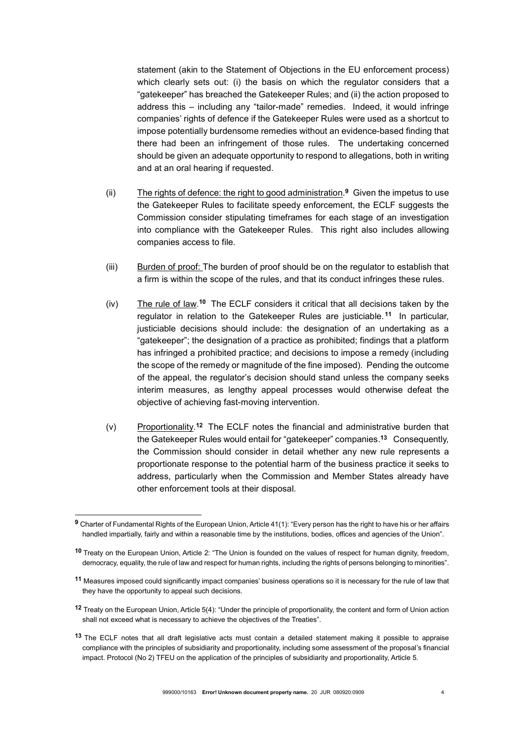statement (akin to the Statement of Objections in the EU enforcement process) which clearly sets out: (i) the basis on which the regulator considers that a "gatekeeper" has breached the Gatekeeper Rules; and (ii) the action proposed to address this – including any "tailor-made" remedies. Indeed, it would infringe companies' rights of defence if the Gatekeeper Rules were used as a shortcut to impose potentially burdensome remedies without an evidence-based finding that there had been an infringement of those rules. The undertaking concerned should be given an adequate opportunity to respond to allegations, both in writing and at an oral hearing if requested.

(ii) The rights of defence: the right to good administration.[9] Given the impetus to use the Gatekeeper Rules to facilitate speedy enforcement, the ECLF suggests the Commission consider stipulating timeframes for each stage of an investigation into compliance with the Gatekeeper Rules. This right also includes allowing companies access to file.

(iii) Burden of proof: The burden of proof should be on the regulator to establish that a firm is within the scope of the rules, and that its conduct infringes these rules.

(iv) The rule of law.[10] The ECLF considers it critical that all decisions taken by the regulator in relation to the Gatekeeper Rules are justiciable.[11] In particular, justiciable decisions should include: the designation of an undertaking as a "gatekeeper"; the designation of a practice as prohibited; findings that a platform has infringed a prohibited practice; and decisions to impose a remedy (including the scope of the remedy or magnitude of the fine imposed). Pending the outcome of the appeal, the regulator's decision should stand unless the company seeks interim measures, as lengthy appeal processes would otherwise defeat the objective of achieving fast-moving intervention.

(v) Proportionality.[12] The ECLF notes the financial and administrative burden that the Gatekeeper Rules would entail for "gatekeeper" companies.[13] Consequently, the Commission should consider in detail whether any new rule represents a proportionate response to the potential harm of the business practice it seeks to address, particularly when the Commission and Member States already have other enforcement tools at their disposal.

---

[9] Charter of Fundamental Rights of the European Union, Article 41(1): "Every person has the right to have his or her affairs handled impartially, fairly and within a reasonable time by the institutions, bodies, offices and agencies of the Union".

[10] Treaty on the European Union, Article 2: "The Union is founded on the values of respect for human dignity, freedom, democracy, equality, the rule of law and respect for human rights, including the rights of persons belonging to minorities".

[11] Measures imposed could significantly impact companies' business operations so it is necessary for the rule of law that they have the opportunity to appeal such decisions.

[12] Treaty on the European Union, Article 5(4): "Under the principle of proportionality, the content and form of Union action shall not exceed what is necessary to achieve the objectives of the Treaties".

[13] The ECLF notes that all draft legislative acts must contain a detailed statement making it possible to appraise compliance with the principles of subsidiarity and proportionality, including some assessment of the proposal's financial impact. Protocol (No 2) TFEU on the application of the principles of subsidiarity and proportionality, Article 5.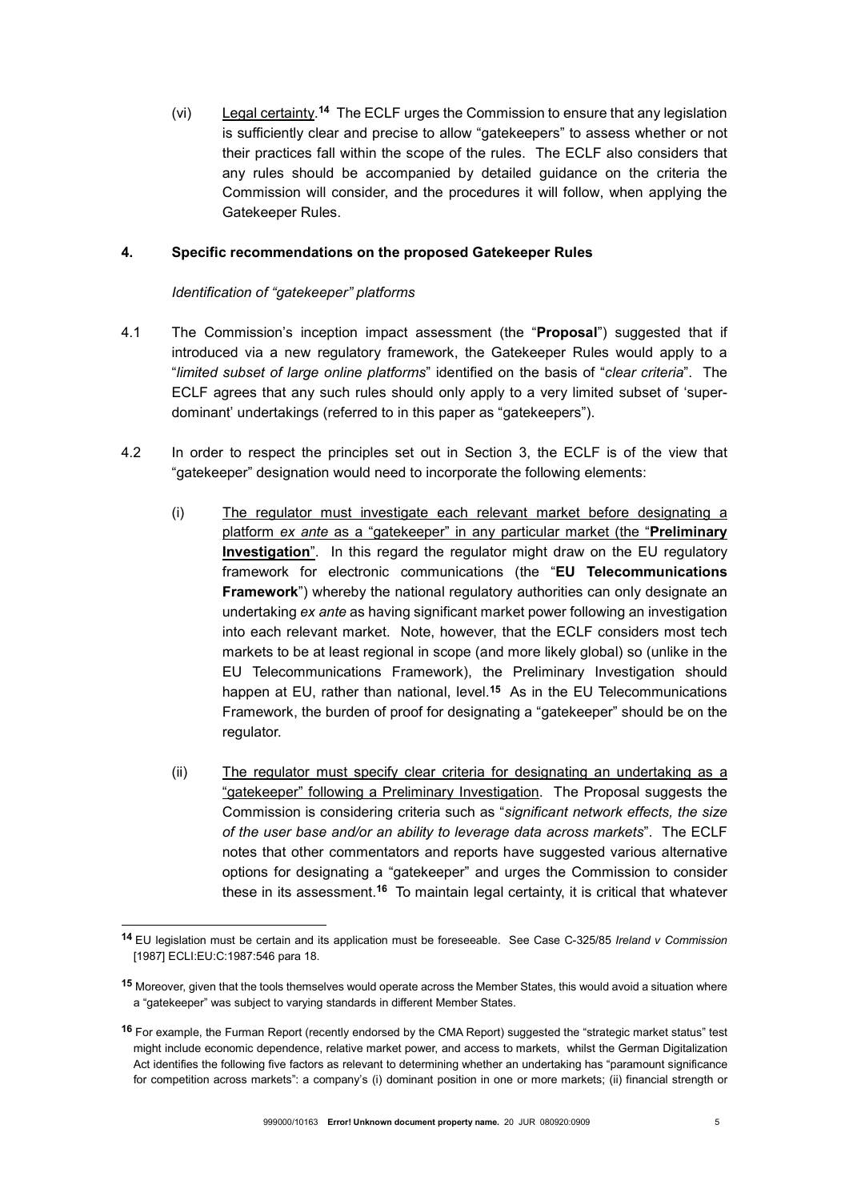(vi) <u>Legal certainty</u>.[14] The ECLF urges the Commission to ensure that any legislation is sufficiently clear and precise to allow "gatekeepers" to assess whether or not their practices fall within the scope of the rules. The ECLF also considers that any rules should be accompanied by detailed guidance on the criteria the Commission will consider, and the procedures it will follow, when applying the Gatekeeper Rules.

## 4. Specific recommendations on the proposed Gatekeeper Rules

*Identification of "gatekeeper" platforms*

4.1 The Commission's inception impact assessment (the "**Proposal**") suggested that if introduced via a new regulatory framework, the Gatekeeper Rules would apply to a "*limited subset of large online platforms*" identified on the basis of "*clear criteria*". The ECLF agrees that any such rules should only apply to a very limited subset of 'super-dominant' undertakings (referred to in this paper as "gatekeepers").

4.2 In order to respect the principles set out in Section 3, the ECLF is of the view that "gatekeeper" designation would need to incorporate the following elements:

(i) <u>The regulator must investigate each relevant market before designating a platform *ex ante* as a "gatekeeper" in any particular market (the "**Preliminary Investigation**"</u>. In this regard the regulator might draw on the EU regulatory framework for electronic communications (the "**EU Telecommunications Framework**") whereby the national regulatory authorities can only designate an undertaking *ex ante* as having significant market power following an investigation into each relevant market. Note, however, that the ECLF considers most tech markets to be at least regional in scope (and more likely global) so (unlike in the EU Telecommunications Framework), the Preliminary Investigation should happen at EU, rather than national, level.[15] As in the EU Telecommunications Framework, the burden of proof for designating a "gatekeeper" should be on the regulator.

(ii) <u>The regulator must specify clear criteria for designating an undertaking as a "gatekeeper" following a Preliminary Investigation</u>. The Proposal suggests the Commission is considering criteria such as "*significant network effects, the size of the user base and/or an ability to leverage data across markets*". The ECLF notes that other commentators and reports have suggested various alternative options for designating a "gatekeeper" and urges the Commission to consider these in its assessment.[16] To maintain legal certainty, it is critical that whatever

---

[14] EU legislation must be certain and its application must be foreseeable. See Case C-325/85 *Ireland v Commission* [1987] ECLI:EU:C:1987:546 para 18.

[15] Moreover, given that the tools themselves would operate across the Member States, this would avoid a situation where a "gatekeeper" was subject to varying standards in different Member States.

[16] For example, the Furman Report (recently endorsed by the CMA Report) suggested the "strategic market status" test might include economic dependence, relative market power, and access to markets, whilst the German Digitalization Act identifies the following five factors as relevant to determining whether an undertaking has "paramount significance for competition across markets": a company's (i) dominant position in one or more markets; (ii) financial strength or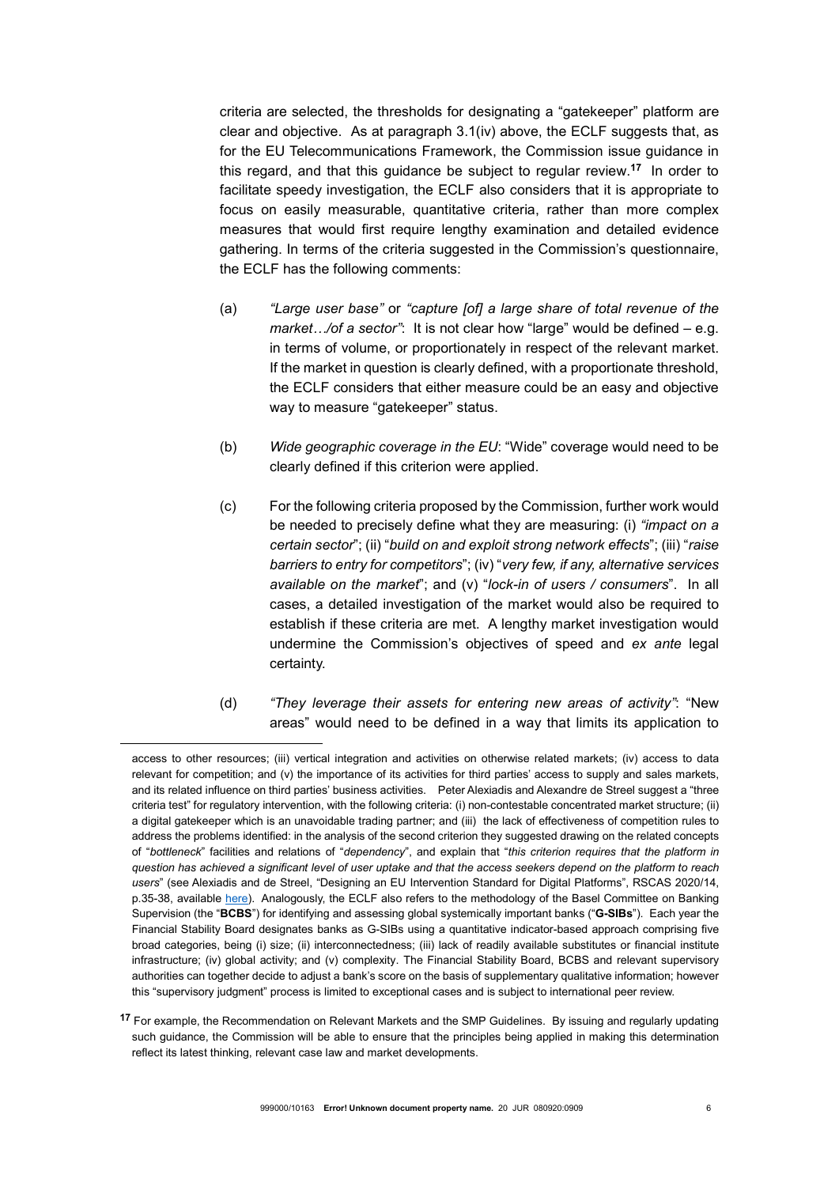criteria are selected, the thresholds for designating a "gatekeeper" platform are clear and objective. As at paragraph 3.1(iv) above, the ECLF suggests that, as for the EU Telecommunications Framework, the Commission issue guidance in this regard, and that this guidance be subject to regular review.[17] In order to facilitate speedy investigation, the ECLF also considers that it is appropriate to focus on easily measurable, quantitative criteria, rather than more complex measures that would first require lengthy examination and detailed evidence gathering. In terms of the criteria suggested in the Commission's questionnaire, the ECLF has the following comments:

(a) *"Large user base"* or *"capture [of] a large share of total revenue of the market…/of a sector"*: It is not clear how "large" would be defined – e.g. in terms of volume, or proportionately in respect of the relevant market. If the market in question is clearly defined, with a proportionate threshold, the ECLF considers that either measure could be an easy and objective way to measure "gatekeeper" status.

(b) *Wide geographic coverage in the EU*: "Wide" coverage would need to be clearly defined if this criterion were applied.

(c) For the following criteria proposed by the Commission, further work would be needed to precisely define what they are measuring: (i) *"impact on a certain sector*"; (ii) "*build on and exploit strong network effects*"; (iii) "*raise barriers to entry for competitors*"; (iv) "*very few, if any, alternative services available on the market*"; and (v) "*lock-in of users / consumers*". In all cases, a detailed investigation of the market would also be required to establish if these criteria are met. A lengthy market investigation would undermine the Commission's objectives of speed and *ex ante* legal certainty.

(d) *"They leverage their assets for entering new areas of activity"*: "New areas" would need to be defined in a way that limits its application to

---

access to other resources; (iii) vertical integration and activities on otherwise related markets; (iv) access to data relevant for competition; and (v) the importance of its activities for third parties' access to supply and sales markets, and its related influence on third parties' business activities. Peter Alexiadis and Alexandre de Streel suggest a "three criteria test" for regulatory intervention, with the following criteria: (i) non-contestable concentrated market structure; (ii) a digital gatekeeper which is an unavoidable trading partner; and (iii) the lack of effectiveness of competition rules to address the problems identified: in the analysis of the second criterion they suggested drawing on the related concepts of "*bottleneck*" facilities and relations of "*dependency*", and explain that "*this criterion requires that the platform in question has achieved a significant level of user uptake and that the access seekers depend on the platform to reach users*" (see Alexiadis and de Streel, "Designing an EU Intervention Standard for Digital Platforms", RSCAS 2020/14, p.35-38, available here). Analogously, the ECLF also refers to the methodology of the Basel Committee on Banking Supervision (the "**BCBS**") for identifying and assessing global systemically important banks ("**G-SIBs**"). Each year the Financial Stability Board designates banks as G-SIBs using a quantitative indicator-based approach comprising five broad categories, being (i) size; (ii) interconnectedness; (iii) lack of readily available substitutes or financial institute infrastructure; (iv) global activity; and (v) complexity. The Financial Stability Board, BCBS and relevant supervisory authorities can together decide to adjust a bank's score on the basis of supplementary qualitative information; however this "supervisory judgment" process is limited to exceptional cases and is subject to international peer review.

[17] For example, the Recommendation on Relevant Markets and the SMP Guidelines. By issuing and regularly updating such guidance, the Commission will be able to ensure that the principles being applied in making this determination reflect its latest thinking, relevant case law and market developments.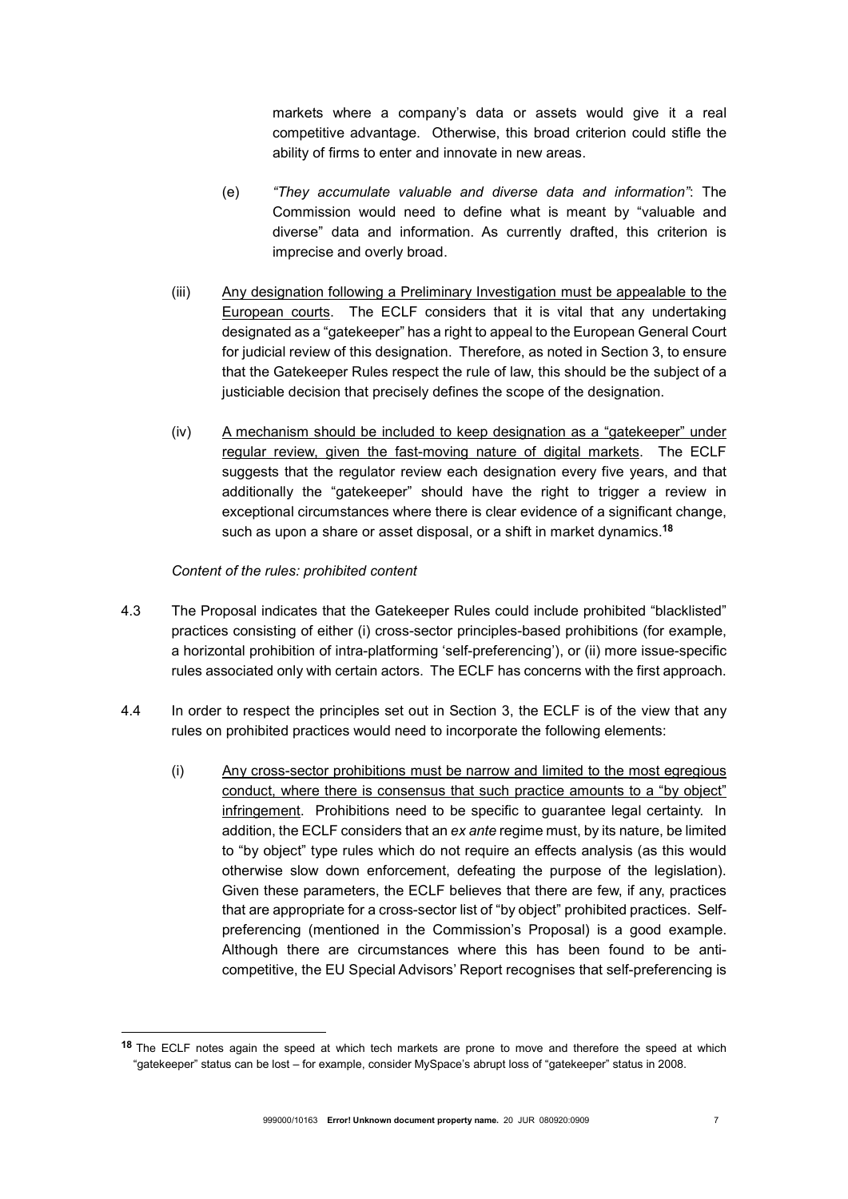markets where a company's data or assets would give it a real competitive advantage. Otherwise, this broad criterion could stifle the ability of firms to enter and innovate in new areas.

(e) *"They accumulate valuable and diverse data and information"*: The Commission would need to define what is meant by "valuable and diverse" data and information. As currently drafted, this criterion is imprecise and overly broad.

(iii) <u>Any designation following a Preliminary Investigation must be appealable to the European courts</u>. The ECLF considers that it is vital that any undertaking designated as a "gatekeeper" has a right to appeal to the European General Court for judicial review of this designation. Therefore, as noted in Section 3, to ensure that the Gatekeeper Rules respect the rule of law, this should be the subject of a justiciable decision that precisely defines the scope of the designation.

(iv) <u>A mechanism should be included to keep designation as a "gatekeeper" under regular review, given the fast-moving nature of digital markets</u>. The ECLF suggests that the regulator review each designation every five years, and that additionally the "gatekeeper" should have the right to trigger a review in exceptional circumstances where there is clear evidence of a significant change, such as upon a share or asset disposal, or a shift in market dynamics.[18]

*Content of the rules: prohibited content*

4.3 The Proposal indicates that the Gatekeeper Rules could include prohibited "blacklisted" practices consisting of either (i) cross-sector principles-based prohibitions (for example, a horizontal prohibition of intra-platforming 'self-preferencing'), or (ii) more issue-specific rules associated only with certain actors. The ECLF has concerns with the first approach.

4.4 In order to respect the principles set out in Section 3, the ECLF is of the view that any rules on prohibited practices would need to incorporate the following elements:

(i) <u>Any cross-sector prohibitions must be narrow and limited to the most egregious conduct, where there is consensus that such practice amounts to a "by object" infringement</u>. Prohibitions need to be specific to guarantee legal certainty. In addition, the ECLF considers that an *ex ante* regime must, by its nature, be limited to "by object" type rules which do not require an effects analysis (as this would otherwise slow down enforcement, defeating the purpose of the legislation). Given these parameters, the ECLF believes that there are few, if any, practices that are appropriate for a cross-sector list of "by object" prohibited practices. Self-preferencing (mentioned in the Commission's Proposal) is a good example. Although there are circumstances where this has been found to be anti-competitive, the EU Special Advisors' Report recognises that self-preferencing is

---

[18] The ECLF notes again the speed at which tech markets are prone to move and therefore the speed at which "gatekeeper" status can be lost – for example, consider MySpace's abrupt loss of "gatekeeper" status in 2008.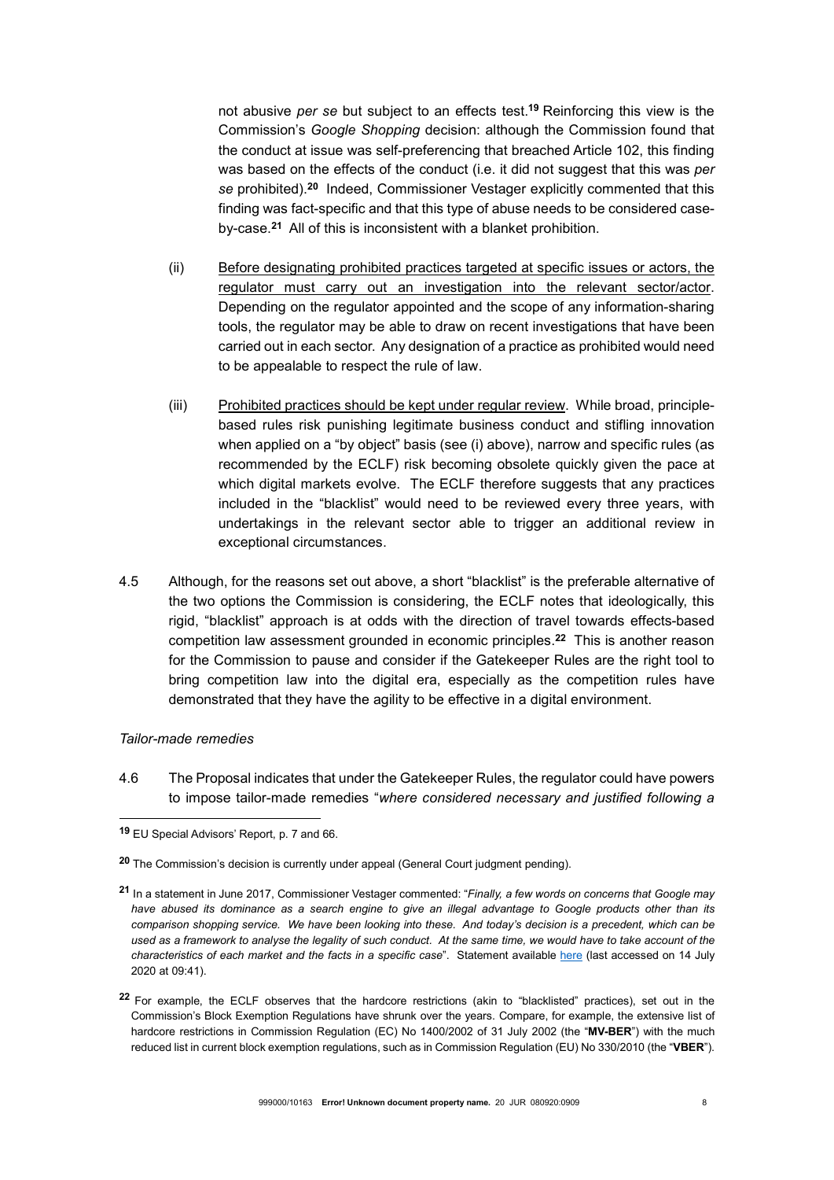not abusive *per se* but subject to an effects test.[19] Reinforcing this view is the Commission's *Google Shopping* decision: although the Commission found that the conduct at issue was self-preferencing that breached Article 102, this finding was based on the effects of the conduct (i.e. it did not suggest that this was *per se* prohibited).[20] Indeed, Commissioner Vestager explicitly commented that this finding was fact-specific and that this type of abuse needs to be considered case-by-case.[21] All of this is inconsistent with a blanket prohibition.

(ii) Before designating prohibited practices targeted at specific issues or actors, the regulator must carry out an investigation into the relevant sector/actor. Depending on the regulator appointed and the scope of any information-sharing tools, the regulator may be able to draw on recent investigations that have been carried out in each sector. Any designation of a practice as prohibited would need to be appealable to respect the rule of law.

(iii) Prohibited practices should be kept under regular review. While broad, principle-based rules risk punishing legitimate business conduct and stifling innovation when applied on a "by object" basis (see (i) above), narrow and specific rules (as recommended by the ECLF) risk becoming obsolete quickly given the pace at which digital markets evolve. The ECLF therefore suggests that any practices included in the "blacklist" would need to be reviewed every three years, with undertakings in the relevant sector able to trigger an additional review in exceptional circumstances.

4.5 Although, for the reasons set out above, a short "blacklist" is the preferable alternative of the two options the Commission is considering, the ECLF notes that ideologically, this rigid, "blacklist" approach is at odds with the direction of travel towards effects-based competition law assessment grounded in economic principles.[22] This is another reason for the Commission to pause and consider if the Gatekeeper Rules are the right tool to bring competition law into the digital era, especially as the competition rules have demonstrated that they have the agility to be effective in a digital environment.

*Tailor-made remedies*

4.6 The Proposal indicates that under the Gatekeeper Rules, the regulator could have powers to impose tailor-made remedies "*where considered necessary and justified following a*

---

[19] EU Special Advisors' Report, p. 7 and 66.

[20] The Commission's decision is currently under appeal (General Court judgment pending).

[21] In a statement in June 2017, Commissioner Vestager commented: "*Finally, a few words on concerns that Google may have abused its dominance as a search engine to give an illegal advantage to Google products other than its comparison shopping service. We have been looking into these. And today's decision is a precedent, which can be used as a framework to analyse the legality of such conduct. At the same time, we would have to take account of the characteristics of each market and the facts in a specific case*". Statement available here (last accessed on 14 July 2020 at 09:41).

[22] For example, the ECLF observes that the hardcore restrictions (akin to "blacklisted" practices), set out in the Commission's Block Exemption Regulations have shrunk over the years. Compare, for example, the extensive list of hardcore restrictions in Commission Regulation (EC) No 1400/2002 of 31 July 2002 (the "**MV-BER**") with the much reduced list in current block exemption regulations, such as in Commission Regulation (EU) No 330/2010 (the "**VBER**").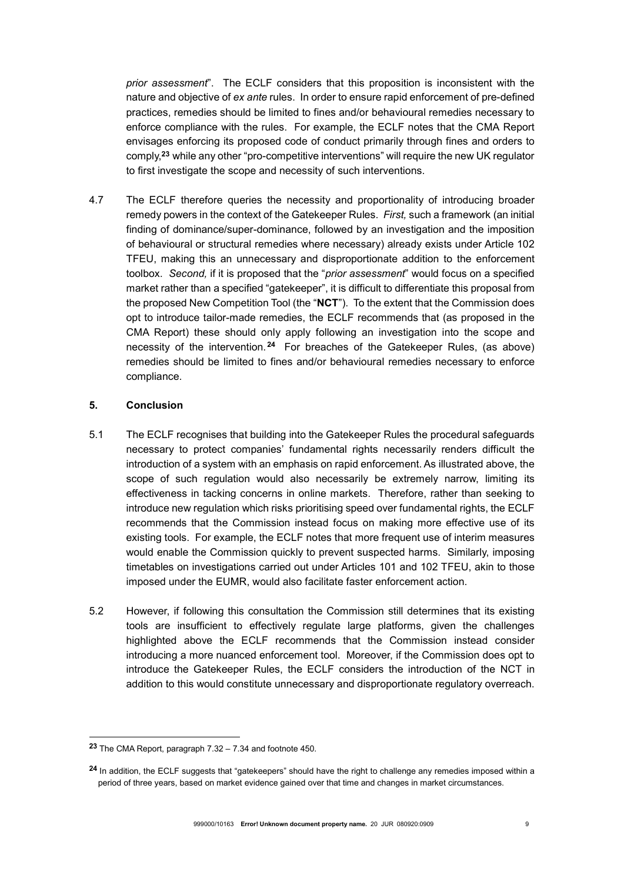*prior assessment*". The ECLF considers that this proposition is inconsistent with the nature and objective of *ex ante* rules. In order to ensure rapid enforcement of pre-defined practices, remedies should be limited to fines and/or behavioural remedies necessary to enforce compliance with the rules. For example, the ECLF notes that the CMA Report envisages enforcing its proposed code of conduct primarily through fines and orders to comply,[23] while any other "pro-competitive interventions" will require the new UK regulator to first investigate the scope and necessity of such interventions.

4.7 The ECLF therefore queries the necessity and proportionality of introducing broader remedy powers in the context of the Gatekeeper Rules. *First,* such a framework (an initial finding of dominance/super-dominance, followed by an investigation and the imposition of behavioural or structural remedies where necessary) already exists under Article 102 TFEU, making this an unnecessary and disproportionate addition to the enforcement toolbox. *Second,* if it is proposed that the "*prior assessment*" would focus on a specified market rather than a specified "gatekeeper", it is difficult to differentiate this proposal from the proposed New Competition Tool (the "**NCT**"). To the extent that the Commission does opt to introduce tailor-made remedies, the ECLF recommends that (as proposed in the CMA Report) these should only apply following an investigation into the scope and necessity of the intervention.[24] For breaches of the Gatekeeper Rules, (as above) remedies should be limited to fines and/or behavioural remedies necessary to enforce compliance.

## 5. Conclusion

5.1 The ECLF recognises that building into the Gatekeeper Rules the procedural safeguards necessary to protect companies' fundamental rights necessarily renders difficult the introduction of a system with an emphasis on rapid enforcement. As illustrated above, the scope of such regulation would also necessarily be extremely narrow, limiting its effectiveness in tacking concerns in online markets. Therefore, rather than seeking to introduce new regulation which risks prioritising speed over fundamental rights, the ECLF recommends that the Commission instead focus on making more effective use of its existing tools. For example, the ECLF notes that more frequent use of interim measures would enable the Commission quickly to prevent suspected harms. Similarly, imposing timetables on investigations carried out under Articles 101 and 102 TFEU, akin to those imposed under the EUMR, would also facilitate faster enforcement action.

5.2 However, if following this consultation the Commission still determines that its existing tools are insufficient to effectively regulate large platforms, given the challenges highlighted above the ECLF recommends that the Commission instead consider introducing a more nuanced enforcement tool. Moreover, if the Commission does opt to introduce the Gatekeeper Rules, the ECLF considers the introduction of the NCT in addition to this would constitute unnecessary and disproportionate regulatory overreach.

---

[23] The CMA Report, paragraph 7.32 – 7.34 and footnote 450.

[24] In addition, the ECLF suggests that "gatekeepers" should have the right to challenge any remedies imposed within a period of three years, based on market evidence gained over that time and changes in market circumstances.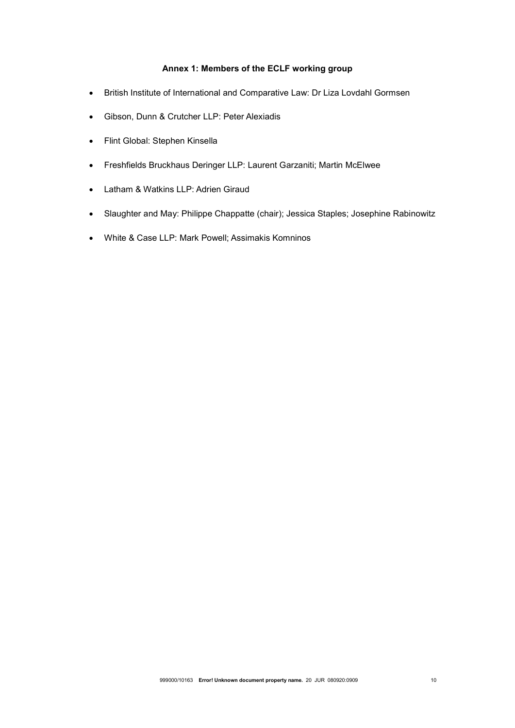### Annex 1: Members of the ECLF working group

- British Institute of International and Comparative Law: Dr Liza Lovdahl Gormsen
- Gibson, Dunn & Crutcher LLP: Peter Alexiadis
- Flint Global: Stephen Kinsella
- Freshfields Bruckhaus Deringer LLP: Laurent Garzaniti; Martin McElwee
- Latham & Watkins LLP: Adrien Giraud
- Slaughter and May: Philippe Chappatte (chair); Jessica Staples; Josephine Rabinowitz
- White & Case LLP: Mark Powell; Assimakis Komninos